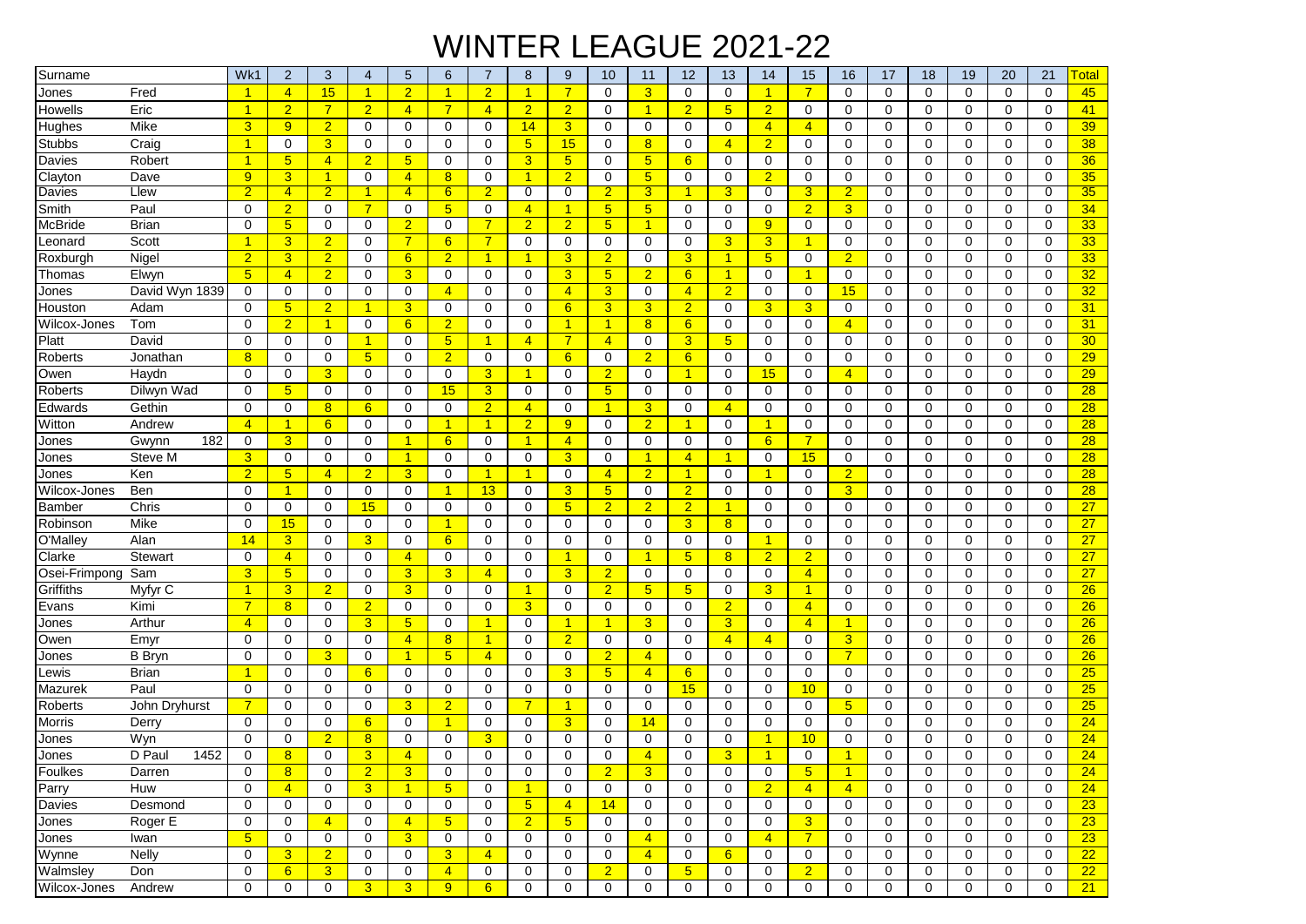# WINTER LEAGUE 2021-22

| Surname | | Wk1 | 2 | 3 | 4 | 5 | 6 | 7 | 8 | 9 | 10 | 11 | 12 | 13 | 14 | 15 | 16 | 17 | 18 | 19 | 20 | 21 | Total |
|---|---|---|---|---|---|---|---|---|---|---|---|---|---|---|---|---|---|---|---|---|---|---|---|
| Jones | Fred | 1 | 4 | 15 | 1 | 2 | 1 | 2 | 1 | 7 | 0 | 3 | 0 | 0 | 1 | 7 | 0 | 0 | 0 | 0 | 0 | 0 | 45 |
| Howells | Eric | 1 | 2 | 7 | 2 | 4 | 7 | 4 | 2 | 2 | 0 | 1 | 2 | 5 | 2 | 0 | 0 | 0 | 0 | 0 | 0 | 0 | 41 |
| Hughes | Mike | 3 | 9 | 2 | 0 | 0 | 0 | 0 | 14 | 3 | 0 | 0 | 0 | 0 | 4 | 4 | 0 | 0 | 0 | 0 | 0 | 0 | 39 |
| Stubbs | Craig | 1 | 0 | 3 | 0 | 0 | 0 | 0 | 5 | 15 | 0 | 8 | 0 | 4 | 2 | 0 | 0 | 0 | 0 | 0 | 0 | 0 | 38 |
| Davies | Robert | 1 | 5 | 4 | 2 | 5 | 0 | 0 | 3 | 5 | 0 | 5 | 6 | 0 | 0 | 0 | 0 | 0 | 0 | 0 | 0 | 0 | 36 |
| Clayton | Dave | 9 | 3 | 1 | 0 | 4 | 8 | 0 | 1 | 2 | 0 | 5 | 0 | 0 | 2 | 0 | 0 | 0 | 0 | 0 | 0 | 0 | 35 |
| Davies | Llew | 2 | 4 | 2 | 1 | 4 | 6 | 2 | 0 | 0 | 2 | 3 | 1 | 3 | 0 | 3 | 2 | 0 | 0 | 0 | 0 | 0 | 35 |
| Smith | Paul | 0 | 2 | 0 | 7 | 0 | 5 | 0 | 4 | 1 | 5 | 5 | 0 | 0 | 0 | 2 | 3 | 0 | 0 | 0 | 0 | 0 | 34 |
| McBride | Brian | 0 | 5 | 0 | 0 | 2 | 0 | 7 | 2 | 2 | 5 | 1 | 0 | 0 | 9 | 0 | 0 | 0 | 0 | 0 | 0 | 0 | 33 |
| Leonard | Scott | 1 | 3 | 2 | 0 | 7 | 6 | 7 | 0 | 0 | 0 | 0 | 0 | 3 | 3 | 1 | 0 | 0 | 0 | 0 | 0 | 0 | 33 |
| Roxburgh | Nigel | 2 | 3 | 2 | 0 | 6 | 2 | 1 | 1 | 3 | 2 | 0 | 3 | 1 | 5 | 0 | 2 | 0 | 0 | 0 | 0 | 0 | 33 |
| Thomas | Elwyn | 5 | 4 | 2 | 0 | 3 | 0 | 0 | 0 | 3 | 5 | 2 | 6 | 1 | 0 | 1 | 0 | 0 | 0 | 0 | 0 | 0 | 32 |
| Jones | David Wyn 1839 | 0 | 0 | 0 | 0 | 0 | 4 | 0 | 0 | 4 | 3 | 0 | 4 | 2 | 0 | 0 | 15 | 0 | 0 | 0 | 0 | 0 | 32 |
| Houston | Adam | 0 | 5 | 2 | 1 | 3 | 0 | 0 | 0 | 6 | 3 | 3 | 2 | 0 | 3 | 3 | 0 | 0 | 0 | 0 | 0 | 0 | 31 |
| Wilcox-Jones | Tom | 0 | 2 | 1 | 0 | 6 | 2 | 0 | 0 | 1 | 1 | 8 | 6 | 0 | 0 | 0 | 4 | 0 | 0 | 0 | 0 | 0 | 31 |
| Platt | David | 0 | 0 | 0 | 1 | 0 | 5 | 1 | 4 | 7 | 4 | 0 | 3 | 5 | 0 | 0 | 0 | 0 | 0 | 0 | 0 | 0 | 30 |
| Roberts | Jonathan | 8 | 0 | 0 | 5 | 0 | 2 | 0 | 0 | 6 | 0 | 2 | 6 | 0 | 0 | 0 | 0 | 0 | 0 | 0 | 0 | 0 | 29 |
| Owen | Haydn | 0 | 0 | 3 | 0 | 0 | 0 | 3 | 1 | 0 | 2 | 0 | 1 | 0 | 15 | 0 | 4 | 0 | 0 | 0 | 0 | 0 | 29 |
| Roberts | Dilwyn Wad | 0 | 5 | 0 | 0 | 0 | 15 | 3 | 0 | 0 | 5 | 0 | 0 | 0 | 0 | 0 | 0 | 0 | 0 | 0 | 0 | 0 | 28 |
| Edwards | Gethin | 0 | 0 | 8 | 6 | 0 | 0 | 2 | 4 | 0 | 1 | 3 | 0 | 4 | 0 | 0 | 0 | 0 | 0 | 0 | 0 | 0 | 28 |
| Witton | Andrew | 4 | 1 | 6 | 0 | 0 | 1 | 1 | 2 | 9 | 0 | 2 | 1 | 0 | 1 | 0 | 0 | 0 | 0 | 0 | 0 | 0 | 28 |
| Jones | Gwynn 182 | 0 | 3 | 0 | 0 | 1 | 6 | 0 | 1 | 4 | 0 | 0 | 0 | 0 | 6 | 7 | 0 | 0 | 0 | 0 | 0 | 0 | 28 |
| Jones | Steve M | 3 | 0 | 0 | 0 | 1 | 0 | 0 | 0 | 3 | 0 | 1 | 4 | 1 | 0 | 15 | 0 | 0 | 0 | 0 | 0 | 0 | 28 |
| Jones | Ken | 2 | 5 | 4 | 2 | 3 | 0 | 1 | 1 | 0 | 4 | 2 | 1 | 0 | 1 | 0 | 2 | 0 | 0 | 0 | 0 | 0 | 28 |
| Wilcox-Jones | Ben | 0 | 1 | 0 | 0 | 0 | 1 | 13 | 0 | 3 | 5 | 0 | 2 | 0 | 0 | 0 | 3 | 0 | 0 | 0 | 0 | 0 | 28 |
| Bamber | Chris | 0 | 0 | 0 | 15 | 0 | 0 | 0 | 0 | 5 | 2 | 2 | 2 | 1 | 0 | 0 | 0 | 0 | 0 | 0 | 0 | 0 | 27 |
| Robinson | Mike | 0 | 15 | 0 | 0 | 0 | 1 | 0 | 0 | 0 | 0 | 0 | 3 | 8 | 0 | 0 | 0 | 0 | 0 | 0 | 0 | 0 | 27 |
| O'Malley | Alan | 14 | 3 | 0 | 3 | 0 | 6 | 0 | 0 | 0 | 0 | 0 | 0 | 0 | 1 | 0 | 0 | 0 | 0 | 0 | 0 | 0 | 27 |
| Clarke | Stewart | 0 | 4 | 0 | 0 | 4 | 0 | 0 | 0 | 1 | 0 | 1 | 5 | 8 | 2 | 2 | 0 | 0 | 0 | 0 | 0 | 0 | 27 |
| Osei-Frimpong | Sam | 3 | 5 | 0 | 0 | 3 | 3 | 4 | 0 | 3 | 2 | 0 | 0 | 0 | 0 | 4 | 0 | 0 | 0 | 0 | 0 | 0 | 27 |
| Griffiths | Myfyr C | 1 | 3 | 2 | 0 | 3 | 0 | 0 | 1 | 0 | 2 | 5 | 5 | 0 | 3 | 1 | 0 | 0 | 0 | 0 | 0 | 0 | 26 |
| Evans | Kimi | 7 | 8 | 0 | 2 | 0 | 0 | 0 | 3 | 0 | 0 | 0 | 0 | 2 | 0 | 4 | 0 | 0 | 0 | 0 | 0 | 0 | 26 |
| Jones | Arthur | 4 | 0 | 0 | 3 | 5 | 0 | 1 | 0 | 1 | 1 | 3 | 0 | 3 | 0 | 4 | 1 | 0 | 0 | 0 | 0 | 0 | 26 |
| Owen | Emyr | 0 | 0 | 0 | 0 | 4 | 8 | 1 | 0 | 2 | 0 | 0 | 0 | 4 | 4 | 0 | 3 | 0 | 0 | 0 | 0 | 0 | 26 |
| Jones | B Bryn | 0 | 0 | 3 | 0 | 1 | 5 | 4 | 0 | 0 | 2 | 4 | 0 | 0 | 0 | 0 | 7 | 0 | 0 | 0 | 0 | 0 | 26 |
| Lewis | Brian | 1 | 0 | 0 | 6 | 0 | 0 | 0 | 0 | 3 | 5 | 4 | 6 | 0 | 0 | 0 | 0 | 0 | 0 | 0 | 0 | 0 | 25 |
| Mazurek | Paul | 0 | 0 | 0 | 0 | 0 | 0 | 0 | 0 | 0 | 0 | 0 | 15 | 0 | 0 | 10 | 0 | 0 | 0 | 0 | 0 | 0 | 25 |
| Roberts | John Dryhurst | 7 | 0 | 0 | 0 | 3 | 2 | 0 | 7 | 1 | 0 | 0 | 0 | 0 | 0 | 0 | 5 | 0 | 0 | 0 | 0 | 0 | 25 |
| Morris | Derry | 0 | 0 | 0 | 6 | 0 | 1 | 0 | 0 | 3 | 0 | 14 | 0 | 0 | 0 | 0 | 0 | 0 | 0 | 0 | 0 | 0 | 24 |
| Jones | Wyn | 0 | 0 | 2 | 8 | 0 | 0 | 3 | 0 | 0 | 0 | 0 | 0 | 0 | 1 | 10 | 0 | 0 | 0 | 0 | 0 | 0 | 24 |
| Jones | D Paul 1452 | 0 | 8 | 0 | 3 | 4 | 0 | 0 | 0 | 0 | 0 | 4 | 0 | 3 | 1 | 0 | 1 | 0 | 0 | 0 | 0 | 0 | 24 |
| Foulkes | Darren | 0 | 8 | 0 | 2 | 3 | 0 | 0 | 0 | 0 | 2 | 3 | 0 | 0 | 0 | 5 | 1 | 0 | 0 | 0 | 0 | 0 | 24 |
| Parry | Huw | 0 | 4 | 0 | 3 | 1 | 5 | 0 | 1 | 0 | 0 | 0 | 0 | 0 | 2 | 4 | 4 | 0 | 0 | 0 | 0 | 0 | 24 |
| Davies | Desmond | 0 | 0 | 0 | 0 | 0 | 0 | 0 | 5 | 4 | 14 | 0 | 0 | 0 | 0 | 0 | 0 | 0 | 0 | 0 | 0 | 0 | 23 |
| Jones | Roger E | 0 | 0 | 4 | 0 | 4 | 5 | 0 | 2 | 5 | 0 | 0 | 0 | 0 | 0 | 3 | 0 | 0 | 0 | 0 | 0 | 0 | 23 |
| Jones | Iwan | 5 | 0 | 0 | 0 | 3 | 0 | 0 | 0 | 0 | 0 | 4 | 0 | 0 | 4 | 7 | 0 | 0 | 0 | 0 | 0 | 0 | 23 |
| Wynne | Nelly | 0 | 3 | 2 | 0 | 0 | 3 | 4 | 0 | 0 | 0 | 4 | 0 | 6 | 0 | 0 | 0 | 0 | 0 | 0 | 0 | 0 | 22 |
| Walmsley | Don | 0 | 6 | 3 | 0 | 0 | 4 | 0 | 0 | 0 | 2 | 0 | 5 | 0 | 0 | 2 | 0 | 0 | 0 | 0 | 0 | 0 | 22 |
| Wilcox-Jones | Andrew | 0 | 0 | 0 | 3 | 3 | 9 | 6 | 0 | 0 | 0 | 0 | 0 | 0 | 0 | 0 | 0 | 0 | 0 | 0 | 0 | 0 | 21 |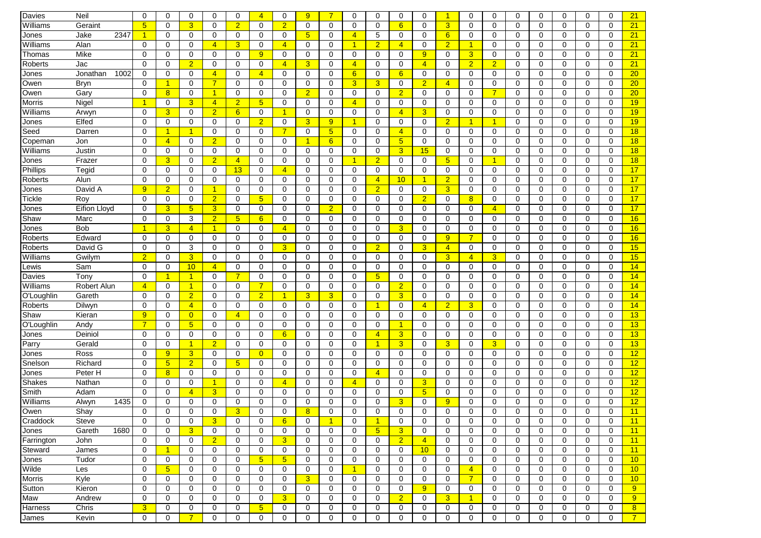| | | | | | | | | | | | | | | | | | | | | | | | | | |
|---|---|---|---|---|---|---|---|---|---|---|---|---|---|---|---|---|---|---|---|---|---|---|---|---|---|
| Davies | Neil | | 0 | 0 | 0 | 0 | 0 | 4 | 0 | 9 | 7 | 0 | 0 | 0 | 0 | 1 | 0 | 0 | 0 | 0 | 0 | 0 | 0 | 0 | 21 |
| Williams | Geraint | | 5 | 0 | 3 | 0 | 2 | 0 | 2 | 0 | 0 | 0 | 0 | 6 | 0 | 3 | 0 | 0 | 0 | 0 | 0 | 0 | 0 | 0 | 21 |
| Jones | Jake | 2347 | 1 | 0 | 0 | 0 | 0 | 0 | 0 | 5 | 0 | 4 | 5 | 0 | 0 | 6 | 0 | 0 | 0 | 0 | 0 | 0 | 0 | 0 | 21 |
| Williams | Alan | | 0 | 0 | 0 | 4 | 3 | 0 | 4 | 0 | 0 | 1 | 2 | 4 | 0 | 2 | 1 | 0 | 0 | 0 | 0 | 0 | 0 | 0 | 21 |
| Thomas | Mike | | 0 | 0 | 0 | 0 | 0 | 9 | 0 | 0 | 0 | 0 | 0 | 0 | 9 | 0 | 3 | 0 | 0 | 0 | 0 | 0 | 0 | 0 | 21 |
| Roberts | Jac | | 0 | 0 | 2 | 0 | 0 | 0 | 4 | 3 | 0 | 4 | 0 | 0 | 4 | 0 | 2 | 2 | 0 | 0 | 0 | 0 | 0 | 0 | 21 |
| Jones | Jonathan | 1002 | 0 | 0 | 0 | 4 | 0 | 4 | 0 | 0 | 0 | 6 | 0 | 6 | 0 | 0 | 0 | 0 | 0 | 0 | 0 | 0 | 0 | 0 | 20 |
| Owen | Bryn | | 0 | 1 | 0 | 7 | 0 | 0 | 0 | 0 | 0 | 3 | 3 | 0 | 2 | 4 | 0 | 0 | 0 | 0 | 0 | 0 | 0 | 0 | 20 |
| Owen | Gary | | 0 | 8 | 0 | 1 | 0 | 0 | 0 | 2 | 0 | 0 | 0 | 2 | 0 | 0 | 0 | 7 | 0 | 0 | 0 | 0 | 0 | 0 | 20 |
| Morris | Nigel | | 1 | 0 | 3 | 4 | 2 | 5 | 0 | 0 | 0 | 4 | 0 | 0 | 0 | 0 | 0 | 0 | 0 | 0 | 0 | 0 | 0 | 0 | 19 |
| Williams | Arwyn | | 0 | 3 | 0 | 2 | 6 | 0 | 1 | 0 | 0 | 0 | 0 | 4 | 3 | 0 | 0 | 0 | 0 | 0 | 0 | 0 | 0 | 0 | 19 |
| Jones | Elfed | | 0 | 0 | 0 | 0 | 0 | 2 | 0 | 3 | 9 | 1 | 0 | 0 | 0 | 2 | 1 | 1 | 0 | 0 | 0 | 0 | 0 | 0 | 19 |
| Seed | Darren | | 0 | 1 | 1 | 0 | 0 | 0 | 7 | 0 | 5 | 0 | 0 | 4 | 0 | 0 | 0 | 0 | 0 | 0 | 0 | 0 | 0 | 0 | 18 |
| Copeman | Jon | | 0 | 4 | 0 | 2 | 0 | 0 | 0 | 1 | 6 | 0 | 0 | 5 | 0 | 0 | 0 | 0 | 0 | 0 | 0 | 0 | 0 | 0 | 18 |
| Williams | Justin | | 0 | 0 | 0 | 0 | 0 | 0 | 0 | 0 | 0 | 0 | 0 | 3 | 15 | 0 | 0 | 0 | 0 | 0 | 0 | 0 | 0 | 0 | 18 |
| Jones | Frazer | | 0 | 3 | 0 | 2 | 4 | 0 | 0 | 0 | 0 | 1 | 2 | 0 | 0 | 5 | 0 | 1 | 0 | 0 | 0 | 0 | 0 | 0 | 18 |
| Phillips | Tegid | | 0 | 0 | 0 | 0 | 13 | 0 | 4 | 0 | 0 | 0 | 0 | 0 | 0 | 0 | 0 | 0 | 0 | 0 | 0 | 0 | 0 | 0 | 17 |
| Roberts | Alun | | 0 | 0 | 0 | 0 | 0 | 0 | 0 | 0 | 0 | 0 | 4 | 10 | 1 | 2 | 0 | 0 | 0 | 0 | 0 | 0 | 0 | 0 | 17 |
| Jones | David A | | 9 | 2 | 0 | 1 | 0 | 0 | 0 | 0 | 0 | 0 | 2 | 0 | 0 | 3 | 0 | 0 | 0 | 0 | 0 | 0 | 0 | 0 | 17 |
| Tickle | Roy | | 0 | 0 | 0 | 2 | 0 | 5 | 0 | 0 | 0 | 0 | 0 | 0 | 2 | 0 | 8 | 0 | 0 | 0 | 0 | 0 | 0 | 0 | 17 |
| Jones | Eifion Lloyd | | 0 | 3 | 5 | 3 | 0 | 0 | 0 | 0 | 2 | 0 | 0 | 0 | 0 | 0 | 0 | 4 | 0 | 0 | 0 | 0 | 0 | 0 | 17 |
| Shaw | Marc | | 0 | 0 | 3 | 2 | 5 | 6 | 0 | 0 | 0 | 0 | 0 | 0 | 0 | 0 | 0 | 0 | 0 | 0 | 0 | 0 | 0 | 0 | 16 |
| Jones | Bob | | 1 | 3 | 4 | 1 | 0 | 0 | 4 | 0 | 0 | 0 | 0 | 3 | 0 | 0 | 0 | 0 | 0 | 0 | 0 | 0 | 0 | 0 | 16 |
| Roberts | Edward | | 0 | 0 | 0 | 0 | 0 | 0 | 0 | 0 | 0 | 0 | 0 | 0 | 0 | 9 | 7 | 0 | 0 | 0 | 0 | 0 | 0 | 0 | 16 |
| Roberts | David G | | 0 | 0 | 3 | 0 | 0 | 0 | 3 | 0 | 0 | 0 | 2 | 0 | 3 | 4 | 0 | 0 | 0 | 0 | 0 | 0 | 0 | 0 | 15 |
| Williams | Gwilym | | 2 | 0 | 3 | 0 | 0 | 0 | 0 | 0 | 0 | 0 | 0 | 0 | 0 | 3 | 4 | 3 | 0 | 0 | 0 | 0 | 0 | 0 | 15 |
| Lewis | Sam | | 0 | 0 | 10 | 4 | 0 | 0 | 0 | 0 | 0 | 0 | 0 | 0 | 0 | 0 | 0 | 0 | 0 | 0 | 0 | 0 | 0 | 0 | 14 |
| Davies | Tony | | 0 | 1 | 1 | 0 | 7 | 0 | 0 | 0 | 0 | 0 | 5 | 0 | 0 | 0 | 0 | 0 | 0 | 0 | 0 | 0 | 0 | 0 | 14 |
| Williams | Robert Alun | | 4 | 0 | 1 | 0 | 0 | 7 | 0 | 0 | 0 | 0 | 0 | 2 | 0 | 0 | 0 | 0 | 0 | 0 | 0 | 0 | 0 | 0 | 14 |
| O'Loughlin | Gareth | | 0 | 0 | 2 | 0 | 0 | 2 | 1 | 3 | 3 | 0 | 0 | 3 | 0 | 0 | 0 | 0 | 0 | 0 | 0 | 0 | 0 | 0 | 14 |
| Roberts | Dilwyn | | 0 | 0 | 4 | 0 | 0 | 0 | 0 | 0 | 0 | 0 | 1 | 0 | 4 | 2 | 3 | 0 | 0 | 0 | 0 | 0 | 0 | 0 | 14 |
| Shaw | Kieran | | 9 | 0 | 0 | 0 | 4 | 0 | 0 | 0 | 0 | 0 | 0 | 0 | 0 | 0 | 0 | 0 | 0 | 0 | 0 | 0 | 0 | 0 | 13 |
| O'Loughlin | Andy | | 7 | 0 | 5 | 0 | 0 | 0 | 0 | 0 | 0 | 0 | 0 | 1 | 0 | 0 | 0 | 0 | 0 | 0 | 0 | 0 | 0 | 0 | 13 |
| Jones | Deiniol | | 0 | 0 | 0 | 0 | 0 | 0 | 6 | 0 | 0 | 0 | 4 | 3 | 0 | 0 | 0 | 0 | 0 | 0 | 0 | 0 | 0 | 0 | 13 |
| Parry | Gerald | | 0 | 0 | 1 | 2 | 0 | 0 | 0 | 0 | 0 | 0 | 1 | 3 | 0 | 3 | 0 | 3 | 0 | 0 | 0 | 0 | 0 | 0 | 13 |
| Jones | Ross | | 0 | 9 | 3 | 0 | 0 | 0 | 0 | 0 | 0 | 0 | 0 | 0 | 0 | 0 | 0 | 0 | 0 | 0 | 0 | 0 | 0 | 0 | 12 |
| Snelson | Richard | | 0 | 5 | 2 | 0 | 5 | 0 | 0 | 0 | 0 | 0 | 0 | 0 | 0 | 0 | 0 | 0 | 0 | 0 | 0 | 0 | 0 | 0 | 12 |
| Jones | Peter H | | 0 | 8 | 0 | 0 | 0 | 0 | 0 | 0 | 0 | 0 | 4 | 0 | 0 | 0 | 0 | 0 | 0 | 0 | 0 | 0 | 0 | 0 | 12 |
| Shakes | Nathan | | 0 | 0 | 0 | 1 | 0 | 0 | 4 | 0 | 0 | 4 | 0 | 0 | 3 | 0 | 0 | 0 | 0 | 0 | 0 | 0 | 0 | 0 | 12 |
| Smith | Adam | | 0 | 0 | 4 | 3 | 0 | 0 | 0 | 0 | 0 | 0 | 0 | 0 | 5 | 0 | 0 | 0 | 0 | 0 | 0 | 0 | 0 | 0 | 12 |
| Williams | Alwyn | 1435 | 0 | 0 | 0 | 0 | 0 | 0 | 0 | 0 | 0 | 0 | 0 | 3 | 0 | 9 | 0 | 0 | 0 | 0 | 0 | 0 | 0 | 0 | 12 |
| Owen | Shay | | 0 | 0 | 0 | 0 | 3 | 0 | 0 | 8 | 0 | 0 | 0 | 0 | 0 | 0 | 0 | 0 | 0 | 0 | 0 | 0 | 0 | 0 | 11 |
| Craddock | Steve | | 0 | 0 | 0 | 3 | 0 | 0 | 6 | 0 | 1 | 0 | 1 | 0 | 0 | 0 | 0 | 0 | 0 | 0 | 0 | 0 | 0 | 0 | 11 |
| Jones | Gareth | 1680 | 0 | 0 | 3 | 0 | 0 | 0 | 0 | 0 | 0 | 0 | 5 | 3 | 0 | 0 | 0 | 0 | 0 | 0 | 0 | 0 | 0 | 0 | 11 |
| Farrington | John | | 0 | 0 | 0 | 2 | 0 | 0 | 3 | 0 | 0 | 0 | 0 | 2 | 4 | 0 | 0 | 0 | 0 | 0 | 0 | 0 | 0 | 0 | 11 |
| Steward | James | | 0 | 1 | 0 | 0 | 0 | 0 | 0 | 0 | 0 | 0 | 0 | 0 | 10 | 0 | 0 | 0 | 0 | 0 | 0 | 0 | 0 | 0 | 11 |
| Jones | Tudor | | 0 | 0 | 0 | 0 | 0 | 5 | 5 | 0 | 0 | 0 | 0 | 0 | 0 | 0 | 0 | 0 | 0 | 0 | 0 | 0 | 0 | 0 | 10 |
| Wilde | Les | | 0 | 5 | 0 | 0 | 0 | 0 | 0 | 0 | 0 | 1 | 0 | 0 | 0 | 0 | 4 | 0 | 0 | 0 | 0 | 0 | 0 | 0 | 10 |
| Morris | Kyle | | 0 | 0 | 0 | 0 | 0 | 0 | 0 | 3 | 0 | 0 | 0 | 0 | 0 | 0 | 7 | 0 | 0 | 0 | 0 | 0 | 0 | 0 | 10 |
| Sutton | Kieron | | 0 | 0 | 0 | 0 | 0 | 0 | 0 | 0 | 0 | 0 | 0 | 0 | 9 | 0 | 0 | 0 | 0 | 0 | 0 | 0 | 0 | 0 | 9 |
| Maw | Andrew | | 0 | 0 | 0 | 0 | 0 | 0 | 3 | 0 | 0 | 0 | 0 | 2 | 0 | 3 | 1 | 0 | 0 | 0 | 0 | 0 | 0 | 0 | 9 |
| Harness | Chris | | 3 | 0 | 0 | 0 | 0 | 5 | 0 | 0 | 0 | 0 | 0 | 0 | 0 | 0 | 0 | 0 | 0 | 0 | 0 | 0 | 0 | 0 | 8 |
| James | Kevin | | 0 | 0 | 7 | 0 | 0 | 0 | 0 | 0 | 0 | 0 | 0 | 0 | 0 | 0 | 0 | 0 | 0 | 0 | 0 | 0 | 0 | 0 | 7 |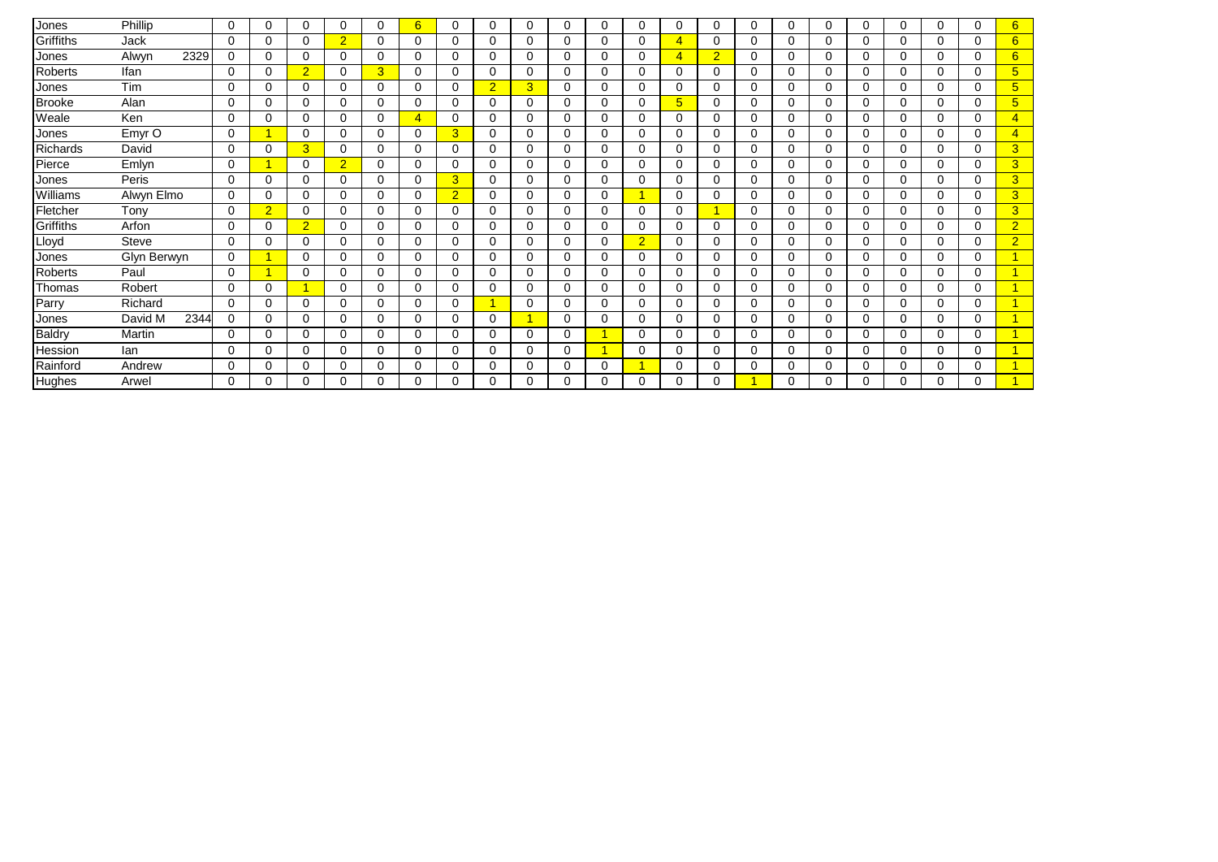| | | | | | | | | | | | | | | | | | | | | | | | |
|---|---|---|---|---|---|---|---|---|---|---|---|---|---|---|---|---|---|---|---|---|---|---|---|
| Jones | Phillip | 0 | 0 | 0 | 0 | 0 | 6 | 0 | 0 | 0 | 0 | 0 | 0 | 0 | 0 | 0 | 0 | 0 | 0 | 0 | 0 | 0 | 6 |
| Griffiths | Jack | 0 | 0 | 0 | 2 | 0 | 0 | 0 | 0 | 0 | 0 | 0 | 0 | 4 | 0 | 0 | 0 | 0 | 0 | 0 | 0 | 0 | 6 |
| Jones | Alwyn 2329 | 0 | 0 | 0 | 0 | 0 | 0 | 0 | 0 | 0 | 0 | 0 | 0 | 4 | 2 | 0 | 0 | 0 | 0 | 0 | 0 | 0 | 6 |
| Roberts | Ifan | 0 | 0 | 2 | 0 | 3 | 0 | 0 | 0 | 0 | 0 | 0 | 0 | 0 | 0 | 0 | 0 | 0 | 0 | 0 | 0 | 0 | 5 |
| Jones | Tim | 0 | 0 | 0 | 0 | 0 | 0 | 0 | 2 | 3 | 0 | 0 | 0 | 0 | 0 | 0 | 0 | 0 | 0 | 0 | 0 | 0 | 5 |
| Brooke | Alan | 0 | 0 | 0 | 0 | 0 | 0 | 0 | 0 | 0 | 0 | 0 | 0 | 5 | 0 | 0 | 0 | 0 | 0 | 0 | 0 | 0 | 5 |
| Weale | Ken | 0 | 0 | 0 | 0 | 0 | 4 | 0 | 0 | 0 | 0 | 0 | 0 | 0 | 0 | 0 | 0 | 0 | 0 | 0 | 0 | 0 | 4 |
| Jones | Emyr O | 0 | 1 | 0 | 0 | 0 | 0 | 3 | 0 | 0 | 0 | 0 | 0 | 0 | 0 | 0 | 0 | 0 | 0 | 0 | 0 | 0 | 4 |
| Richards | David | 0 | 0 | 3 | 0 | 0 | 0 | 0 | 0 | 0 | 0 | 0 | 0 | 0 | 0 | 0 | 0 | 0 | 0 | 0 | 0 | 0 | 3 |
| Pierce | Emlyn | 0 | 1 | 0 | 2 | 0 | 0 | 0 | 0 | 0 | 0 | 0 | 0 | 0 | 0 | 0 | 0 | 0 | 0 | 0 | 0 | 0 | 3 |
| Jones | Peris | 0 | 0 | 0 | 0 | 0 | 0 | 3 | 0 | 0 | 0 | 0 | 0 | 0 | 0 | 0 | 0 | 0 | 0 | 0 | 0 | 0 | 3 |
| Williams | Alwyn Elmo | 0 | 0 | 0 | 0 | 0 | 0 | 2 | 0 | 0 | 0 | 0 | 1 | 0 | 0 | 0 | 0 | 0 | 0 | 0 | 0 | 0 | 3 |
| Fletcher | Tony | 0 | 2 | 0 | 0 | 0 | 0 | 0 | 0 | 0 | 0 | 0 | 0 | 0 | 1 | 0 | 0 | 0 | 0 | 0 | 0 | 0 | 3 |
| Griffiths | Arfon | 0 | 0 | 2 | 0 | 0 | 0 | 0 | 0 | 0 | 0 | 0 | 0 | 0 | 0 | 0 | 0 | 0 | 0 | 0 | 0 | 0 | 2 |
| Lloyd | Steve | 0 | 0 | 0 | 0 | 0 | 0 | 0 | 0 | 0 | 0 | 0 | 2 | 0 | 0 | 0 | 0 | 0 | 0 | 0 | 0 | 0 | 2 |
| Jones | Glyn Berwyn | 0 | 1 | 0 | 0 | 0 | 0 | 0 | 0 | 0 | 0 | 0 | 0 | 0 | 0 | 0 | 0 | 0 | 0 | 0 | 0 | 0 | 1 |
| Roberts | Paul | 0 | 1 | 0 | 0 | 0 | 0 | 0 | 0 | 0 | 0 | 0 | 0 | 0 | 0 | 0 | 0 | 0 | 0 | 0 | 0 | 0 | 1 |
| Thomas | Robert | 0 | 0 | 1 | 0 | 0 | 0 | 0 | 0 | 0 | 0 | 0 | 0 | 0 | 0 | 0 | 0 | 0 | 0 | 0 | 0 | 0 | 1 |
| Parry | Richard | 0 | 0 | 0 | 0 | 0 | 0 | 0 | 1 | 0 | 0 | 0 | 0 | 0 | 0 | 0 | 0 | 0 | 0 | 0 | 0 | 0 | 1 |
| Jones | David M 2344 | 0 | 0 | 0 | 0 | 0 | 0 | 0 | 0 | 1 | 0 | 0 | 0 | 0 | 0 | 0 | 0 | 0 | 0 | 0 | 0 | 0 | 1 |
| Baldry | Martin | 0 | 0 | 0 | 0 | 0 | 0 | 0 | 0 | 0 | 0 | 1 | 0 | 0 | 0 | 0 | 0 | 0 | 0 | 0 | 0 | 0 | 1 |
| Hession | Ian | 0 | 0 | 0 | 0 | 0 | 0 | 0 | 0 | 0 | 0 | 1 | 0 | 0 | 0 | 0 | 0 | 0 | 0 | 0 | 0 | 0 | 1 |
| Rainford | Andrew | 0 | 0 | 0 | 0 | 0 | 0 | 0 | 0 | 0 | 0 | 0 | 1 | 0 | 0 | 0 | 0 | 0 | 0 | 0 | 0 | 0 | 1 |
| Hughes | Arwel | 0 | 0 | 0 | 0 | 0 | 0 | 0 | 0 | 0 | 0 | 0 | 0 | 0 | 0 | 1 | 0 | 0 | 0 | 0 | 0 | 0 | 1 |